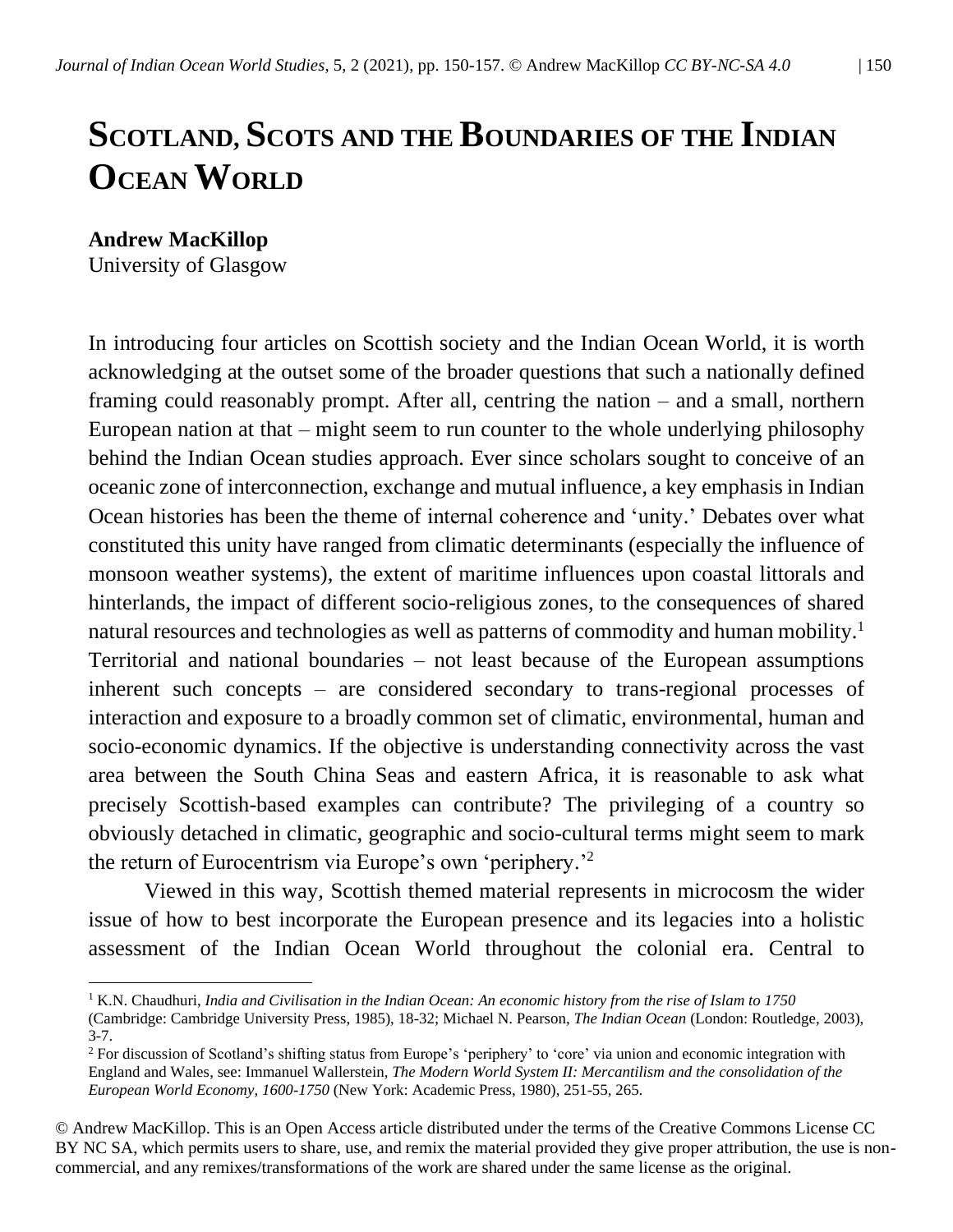# Scotland, Scots and the Boundaries of the Indian Ocean World

**Andrew MacKillop**
University of Glasgow

In introducing four articles on Scottish society and the Indian Ocean World, it is worth acknowledging at the outset some of the broader questions that such a nationally defined framing could reasonably prompt. After all, centring the nation – and a small, northern European nation at that – might seem to run counter to the whole underlying philosophy behind the Indian Ocean studies approach. Ever since scholars sought to conceive of an oceanic zone of interconnection, exchange and mutual influence, a key emphasis in Indian Ocean histories has been the theme of internal coherence and 'unity.' Debates over what constituted this unity have ranged from climatic determinants (especially the influence of monsoon weather systems), the extent of maritime influences upon coastal littorals and hinterlands, the impact of different socio-religious zones, to the consequences of shared natural resources and technologies as well as patterns of commodity and human mobility.[1] Territorial and national boundaries – not least because of the European assumptions inherent such concepts – are considered secondary to trans-regional processes of interaction and exposure to a broadly common set of climatic, environmental, human and socio-economic dynamics. If the objective is understanding connectivity across the vast area between the South China Seas and eastern Africa, it is reasonable to ask what precisely Scottish-based examples can contribute? The privileging of a country so obviously detached in climatic, geographic and socio-cultural terms might seem to mark the return of Eurocentrism via Europe's own 'periphery.'[2]

Viewed in this way, Scottish themed material represents in microcosm the wider issue of how to best incorporate the European presence and its legacies into a holistic assessment of the Indian Ocean World throughout the colonial era. Central to

---

[1] K.N. Chaudhuri, *India and Civilisation in the Indian Ocean: An economic history from the rise of Islam to 1750* (Cambridge: Cambridge University Press, 1985), 18-32; Michael N. Pearson, *The Indian Ocean* (London: Routledge, 2003), 3-7.

[2] For discussion of Scotland's shifting status from Europe's 'periphery' to 'core' via union and economic integration with England and Wales, see: Immanuel Wallerstein, *The Modern World System II: Mercantilism and the consolidation of the European World Economy, 1600-1750* (New York: Academic Press, 1980), 251-55, 265.

© Andrew MacKillop. This is an Open Access article distributed under the terms of the Creative Commons License CC BY NC SA, which permits users to share, use, and remix the material provided they give proper attribution, the use is non-commercial, and any remixes/transformations of the work are shared under the same license as the original.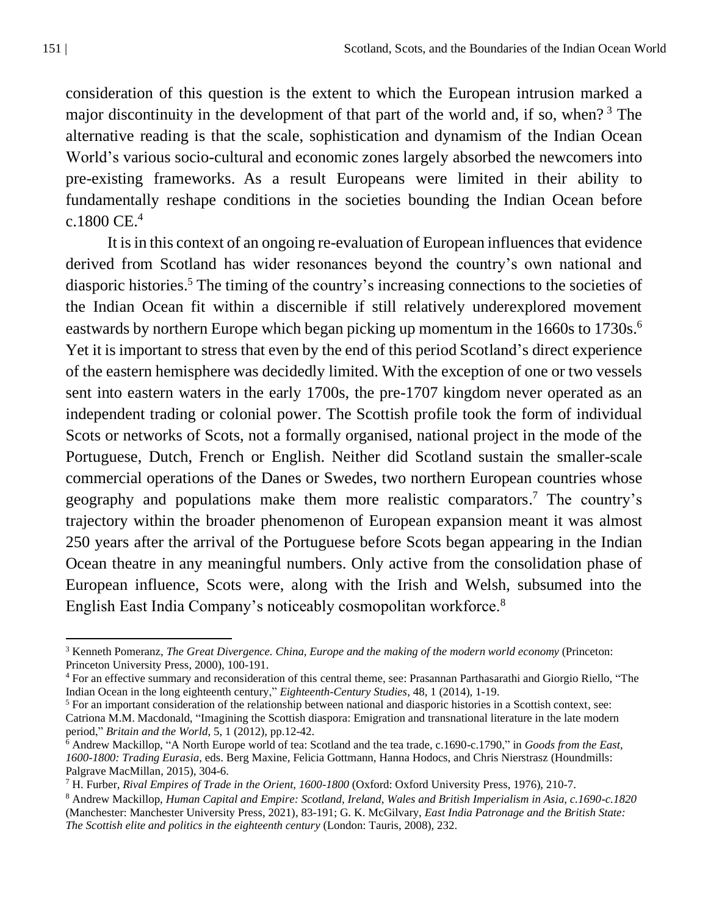consideration of this question is the extent to which the European intrusion marked a major discontinuity in the development of that part of the world and, if so, when? [3] The alternative reading is that the scale, sophistication and dynamism of the Indian Ocean World's various socio-cultural and economic zones largely absorbed the newcomers into pre-existing frameworks. As a result Europeans were limited in their ability to fundamentally reshape conditions in the societies bounding the Indian Ocean before c.1800 CE.[4]

It is in this context of an ongoing re-evaluation of European influences that evidence derived from Scotland has wider resonances beyond the country's own national and diasporic histories.[5] The timing of the country's increasing connections to the societies of the Indian Ocean fit within a discernible if still relatively underexplored movement eastwards by northern Europe which began picking up momentum in the 1660s to 1730s.[6] Yet it is important to stress that even by the end of this period Scotland's direct experience of the eastern hemisphere was decidedly limited. With the exception of one or two vessels sent into eastern waters in the early 1700s, the pre-1707 kingdom never operated as an independent trading or colonial power. The Scottish profile took the form of individual Scots or networks of Scots, not a formally organised, national project in the mode of the Portuguese, Dutch, French or English. Neither did Scotland sustain the smaller-scale commercial operations of the Danes or Swedes, two northern European countries whose geography and populations make them more realistic comparators.[7] The country's trajectory within the broader phenomenon of European expansion meant it was almost 250 years after the arrival of the Portuguese before Scots began appearing in the Indian Ocean theatre in any meaningful numbers. Only active from the consolidation phase of European influence, Scots were, along with the Irish and Welsh, subsumed into the English East India Company's noticeably cosmopolitan workforce.[8]

---

[3] Kenneth Pomeranz, *The Great Divergence. China, Europe and the making of the modern world economy* (Princeton: Princeton University Press, 2000), 100-191.

[4] For an effective summary and reconsideration of this central theme, see: Prasannan Parthasarathi and Giorgio Riello, "The Indian Ocean in the long eighteenth century," *Eighteenth-Century Studies*, 48, 1 (2014), 1-19.

[5] For an important consideration of the relationship between national and diasporic histories in a Scottish context, see: Catriona M.M. Macdonald, "Imagining the Scottish diaspora: Emigration and transnational literature in the late modern period," *Britain and the World*, 5, 1 (2012), pp.12-42.

[6] Andrew Mackillop, "A North Europe world of tea: Scotland and the tea trade, c.1690-c.1790," in *Goods from the East, 1600-1800: Trading Eurasia*, eds. Berg Maxine, Felicia Gottmann, Hanna Hodocs, and Chris Nierstrasz (Houndmills: Palgrave MacMillan, 2015), 304-6.

[7] H. Furber, *Rival Empires of Trade in the Orient, 1600-1800* (Oxford: Oxford University Press, 1976), 210-7.

[8] Andrew Mackillop, *Human Capital and Empire: Scotland, Ireland, Wales and British Imperialism in Asia, c.1690-c.1820* (Manchester: Manchester University Press, 2021), 83-191; G. K. McGilvary, *East India Patronage and the British State: The Scottish elite and politics in the eighteenth century* (London: Tauris, 2008), 232.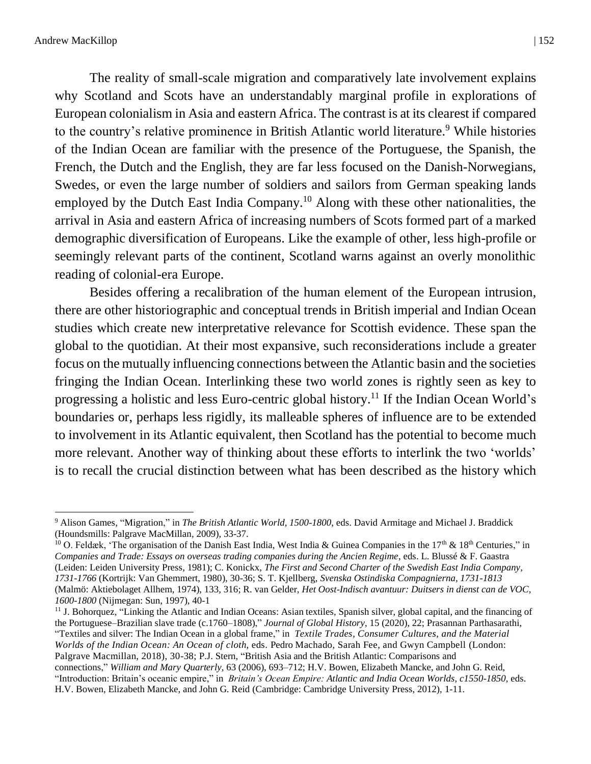The reality of small-scale migration and comparatively late involvement explains why Scotland and Scots have an understandably marginal profile in explorations of European colonialism in Asia and eastern Africa. The contrast is at its clearest if compared to the country's relative prominence in British Atlantic world literature.[9] While histories of the Indian Ocean are familiar with the presence of the Portuguese, the Spanish, the French, the Dutch and the English, they are far less focused on the Danish-Norwegians, Swedes, or even the large number of soldiers and sailors from German speaking lands employed by the Dutch East India Company.[10] Along with these other nationalities, the arrival in Asia and eastern Africa of increasing numbers of Scots formed part of a marked demographic diversification of Europeans. Like the example of other, less high-profile or seemingly relevant parts of the continent, Scotland warns against an overly monolithic reading of colonial-era Europe.

Besides offering a recalibration of the human element of the European intrusion, there are other historiographic and conceptual trends in British imperial and Indian Ocean studies which create new interpretative relevance for Scottish evidence. These span the global to the quotidian. At their most expansive, such reconsiderations include a greater focus on the mutually influencing connections between the Atlantic basin and the societies fringing the Indian Ocean. Interlinking these two world zones is rightly seen as key to progressing a holistic and less Euro-centric global history.[11] If the Indian Ocean World's boundaries or, perhaps less rigidly, its malleable spheres of influence are to be extended to involvement in its Atlantic equivalent, then Scotland has the potential to become much more relevant. Another way of thinking about these efforts to interlink the two 'worlds' is to recall the crucial distinction between what has been described as the history which

---

[9] Alison Games, "Migration," in *The British Atlantic World, 1500-1800*, eds. David Armitage and Michael J. Braddick (Houndsmills: Palgrave MacMillan, 2009), 33-37.

[10] O. Feldæk, 'The organisation of the Danish East India, West India & Guinea Companies in the 17th & 18th Centuries," in *Companies and Trade: Essays on overseas trading companies during the Ancien Regime*, eds. L. Blussé & F. Gaastra (Leiden: Leiden University Press, 1981); C. Konickx, *The First and Second Charter of the Swedish East India Company, 1731-1766* (Kortrijk: Van Ghemmert, 1980), 30-36; S. T. Kjellberg, *Svenska Ostindiska Compagnierna, 1731-1813* (Malmö: Aktiebolaget Allhem, 1974), 133, 316; R. van Gelder, *Het Oost-Indisch avantuur: Duitsers in dienst can de VOC, 1600-1800* (Nijmegan: Sun, 1997), 40-1

[11] J. Bohorquez, "Linking the Atlantic and Indian Oceans: Asian textiles, Spanish silver, global capital, and the financing of the Portuguese–Brazilian slave trade (c.1760–1808)," *Journal of Global History*, 15 (2020), 22; Prasannan Parthasarathi, "Textiles and silver: The Indian Ocean in a global frame," in *Textile Trades, Consumer Cultures, and the Material Worlds of the Indian Ocean: An Ocean of cloth*, eds. Pedro Machado, Sarah Fee, and Gwyn Campbell (London: Palgrave Macmillan, 2018), 30-38; P.J. Stern, "British Asia and the British Atlantic: Comparisons and connections," *William and Mary Quarterly*, 63 (2006), 693–712; H.V. Bowen, Elizabeth Mancke, and John G. Reid, "Introduction: Britain's oceanic empire," in *Britain's Ocean Empire: Atlantic and India Ocean Worlds, c1550-1850*, eds. H.V. Bowen, Elizabeth Mancke, and John G. Reid (Cambridge: Cambridge University Press, 2012), 1-11.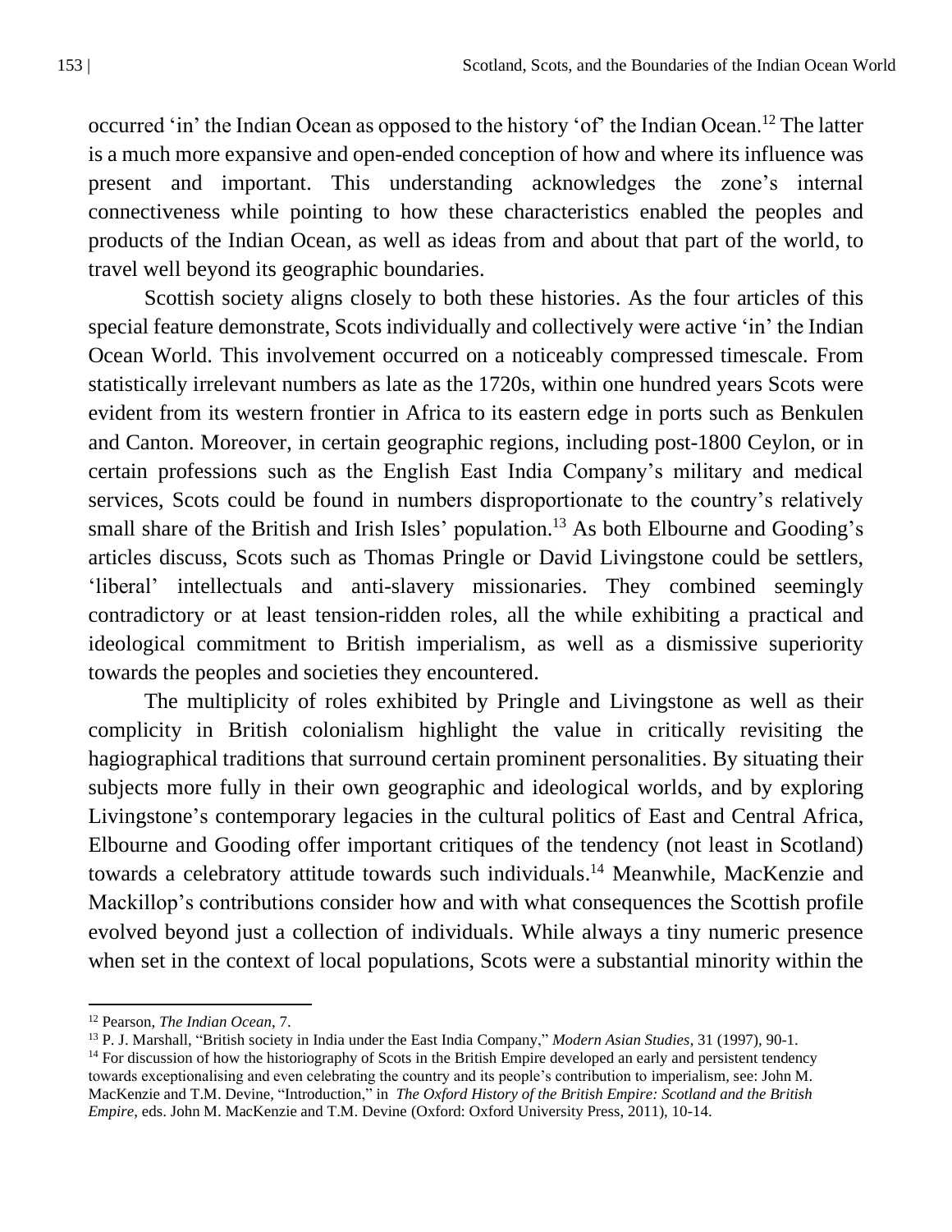occurred 'in' the Indian Ocean as opposed to the history 'of' the Indian Ocean.[12] The latter is a much more expansive and open-ended conception of how and where its influence was present and important. This understanding acknowledges the zone's internal connectiveness while pointing to how these characteristics enabled the peoples and products of the Indian Ocean, as well as ideas from and about that part of the world, to travel well beyond its geographic boundaries.

Scottish society aligns closely to both these histories. As the four articles of this special feature demonstrate, Scots individually and collectively were active 'in' the Indian Ocean World. This involvement occurred on a noticeably compressed timescale. From statistically irrelevant numbers as late as the 1720s, within one hundred years Scots were evident from its western frontier in Africa to its eastern edge in ports such as Benkulen and Canton. Moreover, in certain geographic regions, including post-1800 Ceylon, or in certain professions such as the English East India Company's military and medical services, Scots could be found in numbers disproportionate to the country's relatively small share of the British and Irish Isles' population.[13] As both Elbourne and Gooding's articles discuss, Scots such as Thomas Pringle or David Livingstone could be settlers, 'liberal' intellectuals and anti-slavery missionaries. They combined seemingly contradictory or at least tension-ridden roles, all the while exhibiting a practical and ideological commitment to British imperialism, as well as a dismissive superiority towards the peoples and societies they encountered.

The multiplicity of roles exhibited by Pringle and Livingstone as well as their complicity in British colonialism highlight the value in critically revisiting the hagiographical traditions that surround certain prominent personalities. By situating their subjects more fully in their own geographic and ideological worlds, and by exploring Livingstone's contemporary legacies in the cultural politics of East and Central Africa, Elbourne and Gooding offer important critiques of the tendency (not least in Scotland) towards a celebratory attitude towards such individuals.[14] Meanwhile, MacKenzie and Mackillop's contributions consider how and with what consequences the Scottish profile evolved beyond just a collection of individuals. While always a tiny numeric presence when set in the context of local populations, Scots were a substantial minority within the

---

[12] Pearson, *The Indian Ocean*, 7.

[13] P. J. Marshall, "British society in India under the East India Company," *Modern Asian Studies*, 31 (1997), 90-1.

[14] For discussion of how the historiography of Scots in the British Empire developed an early and persistent tendency towards exceptionalising and even celebrating the country and its people's contribution to imperialism, see: John M. MacKenzie and T.M. Devine, "Introduction," in *The Oxford History of the British Empire: Scotland and the British Empire*, eds. John M. MacKenzie and T.M. Devine (Oxford: Oxford University Press, 2011), 10-14.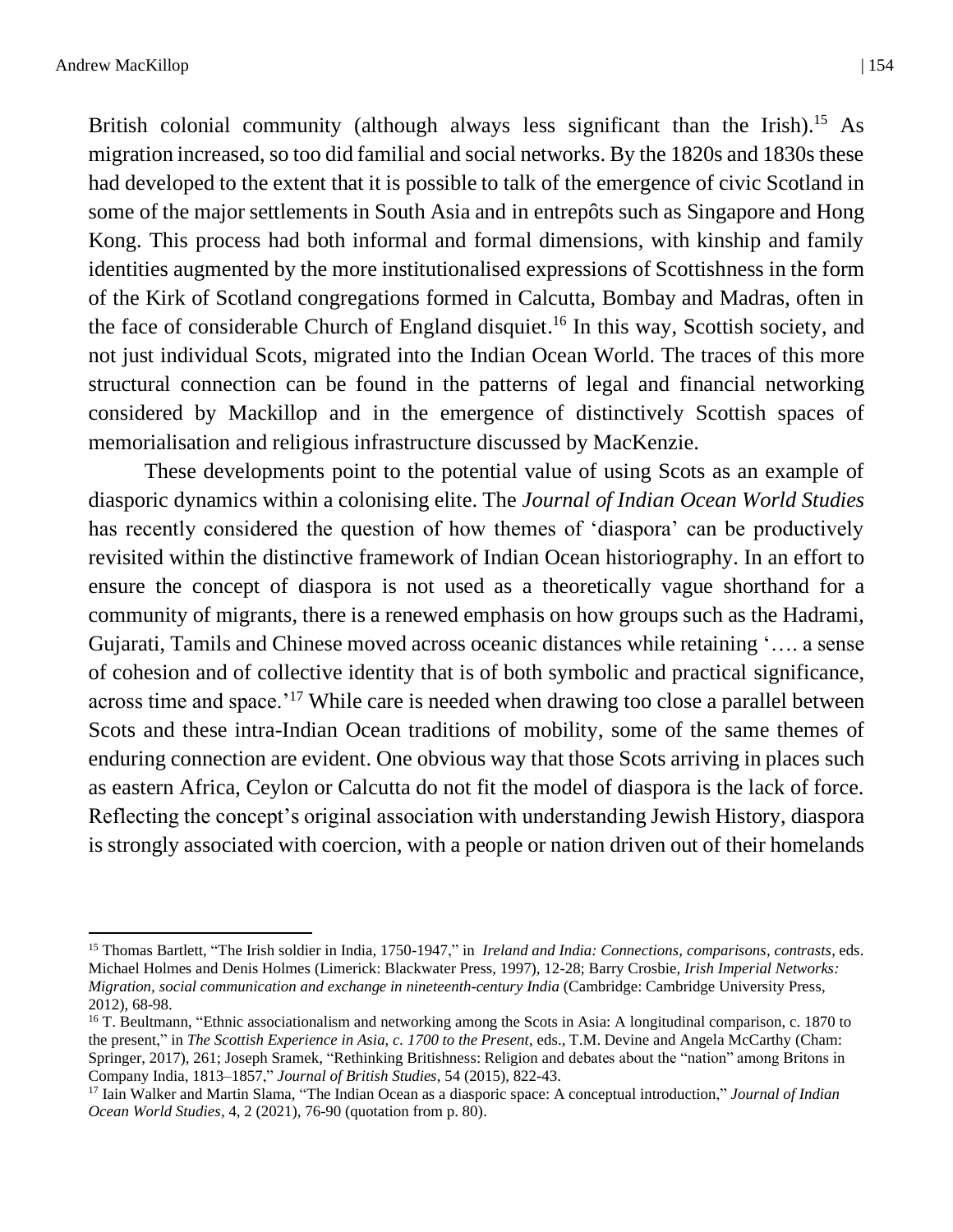British colonial community (although always less significant than the Irish).[15] As migration increased, so too did familial and social networks. By the 1820s and 1830s these had developed to the extent that it is possible to talk of the emergence of civic Scotland in some of the major settlements in South Asia and in entrepôts such as Singapore and Hong Kong. This process had both informal and formal dimensions, with kinship and family identities augmented by the more institutionalised expressions of Scottishness in the form of the Kirk of Scotland congregations formed in Calcutta, Bombay and Madras, often in the face of considerable Church of England disquiet.[16] In this way, Scottish society, and not just individual Scots, migrated into the Indian Ocean World. The traces of this more structural connection can be found in the patterns of legal and financial networking considered by Mackillop and in the emergence of distinctively Scottish spaces of memorialisation and religious infrastructure discussed by MacKenzie.

These developments point to the potential value of using Scots as an example of diasporic dynamics within a colonising elite. The *Journal of Indian Ocean World Studies* has recently considered the question of how themes of 'diaspora' can be productively revisited within the distinctive framework of Indian Ocean historiography. In an effort to ensure the concept of diaspora is not used as a theoretically vague shorthand for a community of migrants, there is a renewed emphasis on how groups such as the Hadrami, Gujarati, Tamils and Chinese moved across oceanic distances while retaining '…. a sense of cohesion and of collective identity that is of both symbolic and practical significance, across time and space.'[17] While care is needed when drawing too close a parallel between Scots and these intra-Indian Ocean traditions of mobility, some of the same themes of enduring connection are evident. One obvious way that those Scots arriving in places such as eastern Africa, Ceylon or Calcutta do not fit the model of diaspora is the lack of force. Reflecting the concept's original association with understanding Jewish History, diaspora is strongly associated with coercion, with a people or nation driven out of their homelands

---

[15] Thomas Bartlett, "The Irish soldier in India, 1750-1947," in *Ireland and India: Connections, comparisons, contrasts*, eds. Michael Holmes and Denis Holmes (Limerick: Blackwater Press, 1997), 12-28; Barry Crosbie, *Irish Imperial Networks: Migration, social communication and exchange in nineteenth-century India* (Cambridge: Cambridge University Press, 2012), 68-98.

[16] T. Beultmann, "Ethnic associationalism and networking among the Scots in Asia: A longitudinal comparison, c. 1870 to the present," in *The Scottish Experience in Asia, c. 1700 to the Present*, eds., T.M. Devine and Angela McCarthy (Cham: Springer, 2017), 261; Joseph Sramek, "Rethinking Britishness: Religion and debates about the "nation" among Britons in Company India, 1813–1857," *Journal of British Studies*, 54 (2015), 822-43.

[17] Iain Walker and Martin Slama, "The Indian Ocean as a diasporic space: A conceptual introduction," *Journal of Indian Ocean World Studies*, 4, 2 (2021), 76-90 (quotation from p. 80).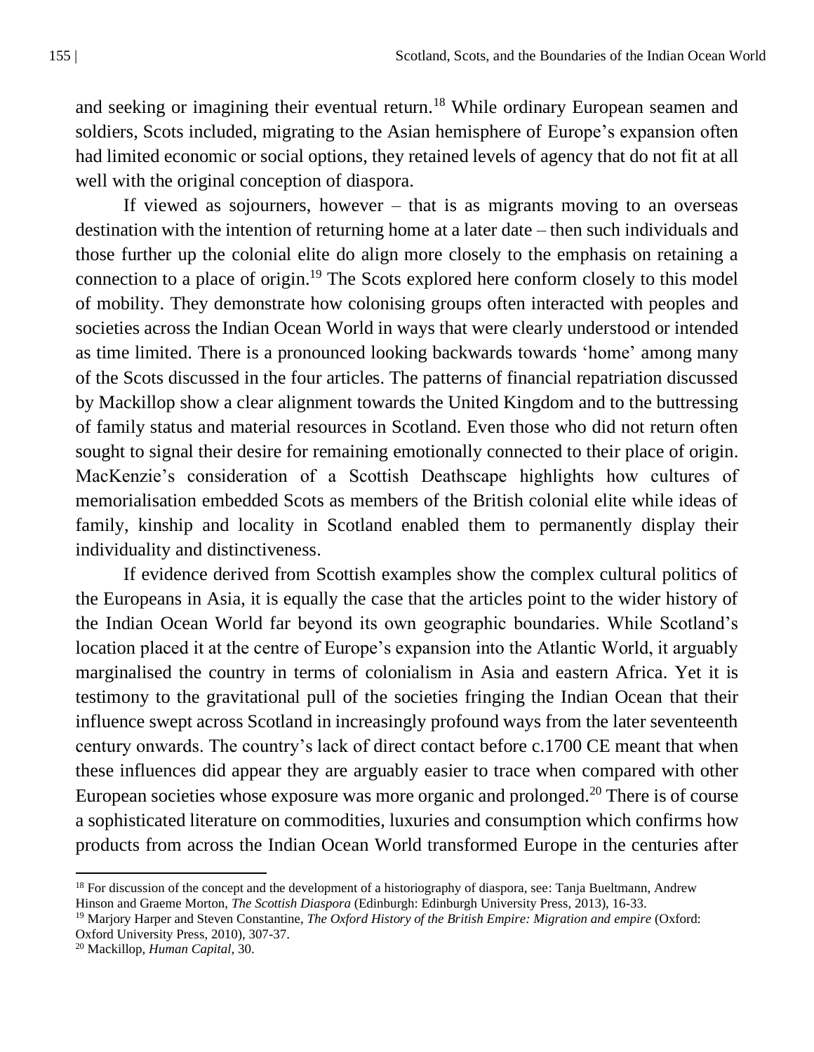and seeking or imagining their eventual return.[18] While ordinary European seamen and soldiers, Scots included, migrating to the Asian hemisphere of Europe's expansion often had limited economic or social options, they retained levels of agency that do not fit at all well with the original conception of diaspora.

If viewed as sojourners, however – that is as migrants moving to an overseas destination with the intention of returning home at a later date – then such individuals and those further up the colonial elite do align more closely to the emphasis on retaining a connection to a place of origin.[19] The Scots explored here conform closely to this model of mobility. They demonstrate how colonising groups often interacted with peoples and societies across the Indian Ocean World in ways that were clearly understood or intended as time limited. There is a pronounced looking backwards towards 'home' among many of the Scots discussed in the four articles. The patterns of financial repatriation discussed by Mackillop show a clear alignment towards the United Kingdom and to the buttressing of family status and material resources in Scotland. Even those who did not return often sought to signal their desire for remaining emotionally connected to their place of origin. MacKenzie's consideration of a Scottish Deathscape highlights how cultures of memorialisation embedded Scots as members of the British colonial elite while ideas of family, kinship and locality in Scotland enabled them to permanently display their individuality and distinctiveness.

If evidence derived from Scottish examples show the complex cultural politics of the Europeans in Asia, it is equally the case that the articles point to the wider history of the Indian Ocean World far beyond its own geographic boundaries. While Scotland's location placed it at the centre of Europe's expansion into the Atlantic World, it arguably marginalised the country in terms of colonialism in Asia and eastern Africa. Yet it is testimony to the gravitational pull of the societies fringing the Indian Ocean that their influence swept across Scotland in increasingly profound ways from the later seventeenth century onwards. The country's lack of direct contact before c.1700 CE meant that when these influences did appear they are arguably easier to trace when compared with other European societies whose exposure was more organic and prolonged.[20] There is of course a sophisticated literature on commodities, luxuries and consumption which confirms how products from across the Indian Ocean World transformed Europe in the centuries after

---

[18] For discussion of the concept and the development of a historiography of diaspora, see: Tanja Bueltmann, Andrew Hinson and Graeme Morton, *The Scottish Diaspora* (Edinburgh: Edinburgh University Press, 2013), 16-33.

[19] Marjory Harper and Steven Constantine, *The Oxford History of the British Empire: Migration and empire* (Oxford: Oxford University Press, 2010), 307-37.

[20] Mackillop, *Human Capital*, 30.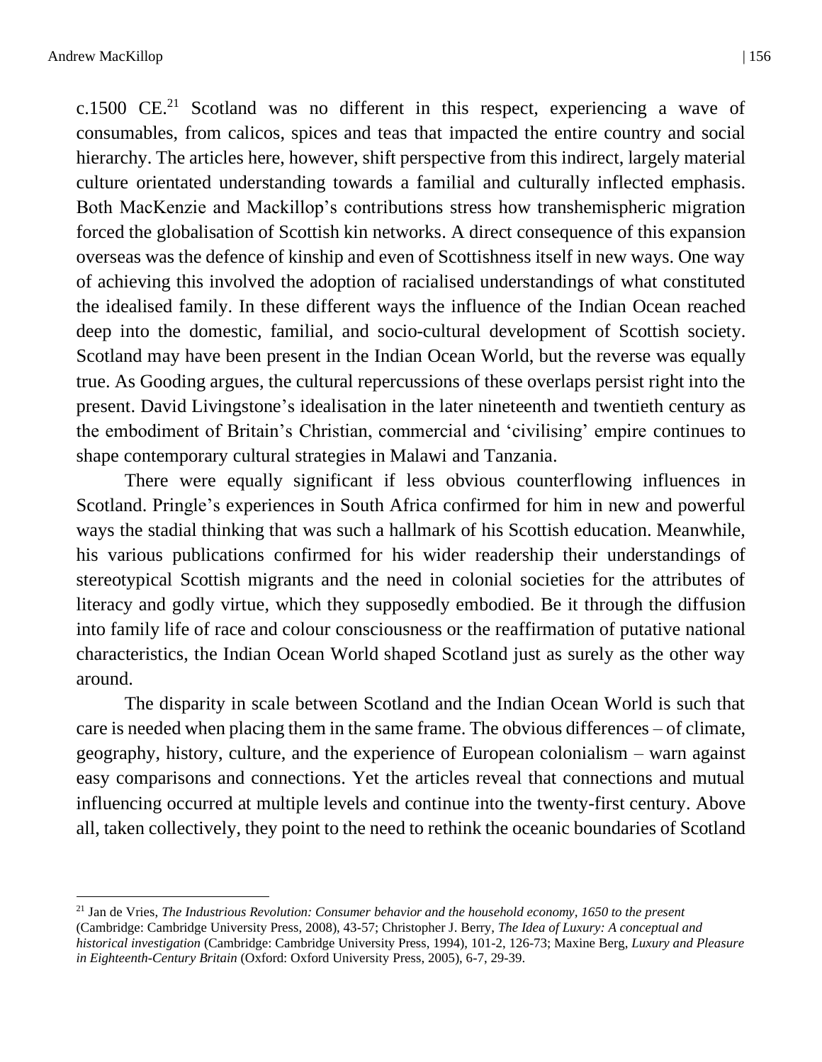c.1500 CE.[21] Scotland was no different in this respect, experiencing a wave of consumables, from calicos, spices and teas that impacted the entire country and social hierarchy. The articles here, however, shift perspective from this indirect, largely material culture orientated understanding towards a familial and culturally inflected emphasis. Both MacKenzie and Mackillop's contributions stress how transhemispheric migration forced the globalisation of Scottish kin networks. A direct consequence of this expansion overseas was the defence of kinship and even of Scottishness itself in new ways. One way of achieving this involved the adoption of racialised understandings of what constituted the idealised family. In these different ways the influence of the Indian Ocean reached deep into the domestic, familial, and socio-cultural development of Scottish society. Scotland may have been present in the Indian Ocean World, but the reverse was equally true. As Gooding argues, the cultural repercussions of these overlaps persist right into the present. David Livingstone's idealisation in the later nineteenth and twentieth century as the embodiment of Britain's Christian, commercial and 'civilising' empire continues to shape contemporary cultural strategies in Malawi and Tanzania.

There were equally significant if less obvious counterflowing influences in Scotland. Pringle's experiences in South Africa confirmed for him in new and powerful ways the stadial thinking that was such a hallmark of his Scottish education. Meanwhile, his various publications confirmed for his wider readership their understandings of stereotypical Scottish migrants and the need in colonial societies for the attributes of literacy and godly virtue, which they supposedly embodied. Be it through the diffusion into family life of race and colour consciousness or the reaffirmation of putative national characteristics, the Indian Ocean World shaped Scotland just as surely as the other way around.

The disparity in scale between Scotland and the Indian Ocean World is such that care is needed when placing them in the same frame. The obvious differences – of climate, geography, history, culture, and the experience of European colonialism – warn against easy comparisons and connections. Yet the articles reveal that connections and mutual influencing occurred at multiple levels and continue into the twenty-first century. Above all, taken collectively, they point to the need to rethink the oceanic boundaries of Scotland

---

[21] Jan de Vries, *The Industrious Revolution: Consumer behavior and the household economy, 1650 to the present* (Cambridge: Cambridge University Press, 2008), 43-57; Christopher J. Berry, *The Idea of Luxury: A conceptual and historical investigation* (Cambridge: Cambridge University Press, 1994), 101-2, 126-73; Maxine Berg, *Luxury and Pleasure in Eighteenth-Century Britain* (Oxford: Oxford University Press, 2005), 6-7, 29-39.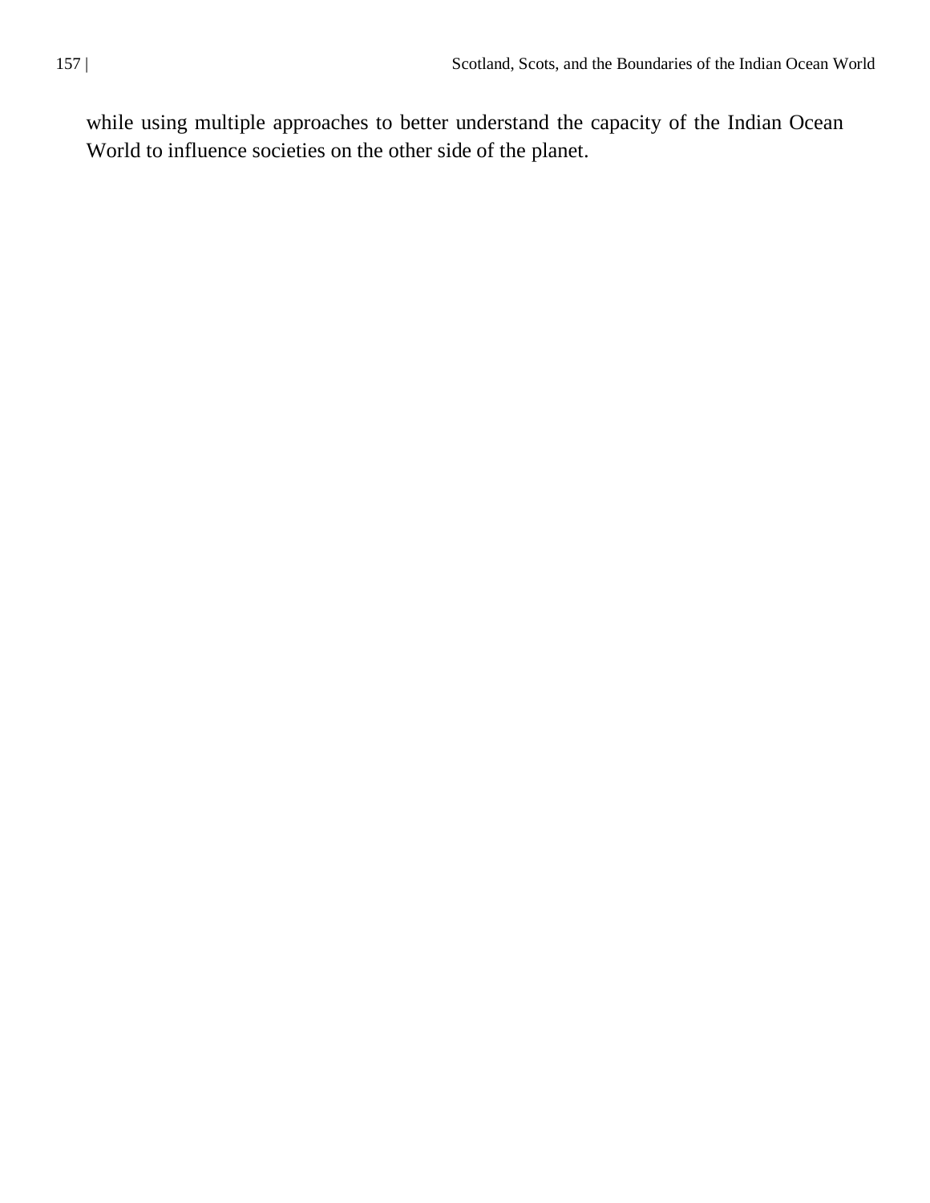while using multiple approaches to better understand the capacity of the Indian Ocean World to influence societies on the other side of the planet.